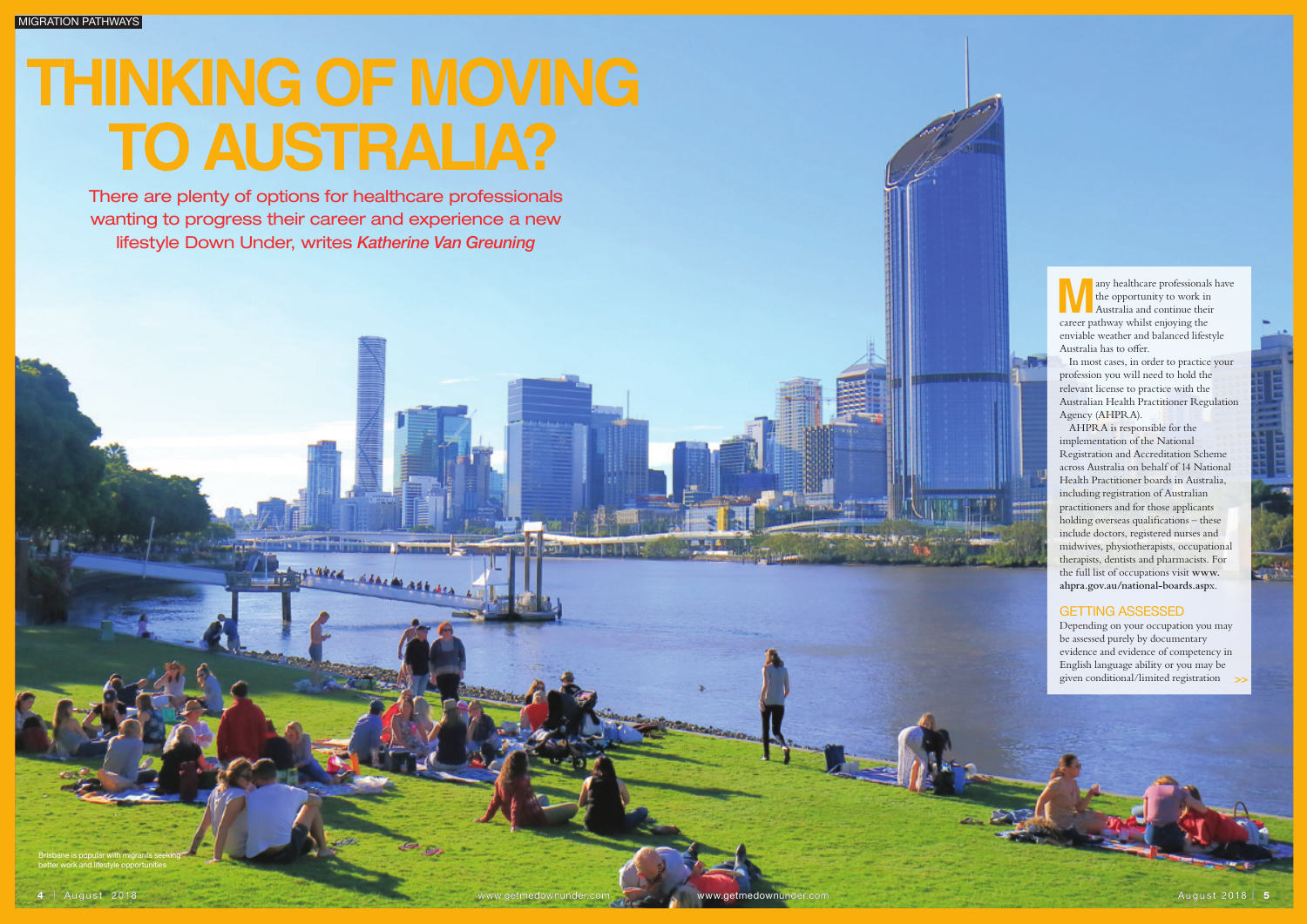# THINKING OF MOVING TO AUSTRALIA?

There are plenty of options for healthcare professionals wanting to progress their career and experience a new lifestyle Down Under, writes *Katherine Van Greuning*

Many healthcare professionals have the opportunity to work in Australia and continue their career pathway whilst enjoying the enviable weather and balanced lifestyle Australia has to offer.

In most cases, in order to practice your profession you will need to hold the relevant license to practice with the Australian Health Practitioner Regulation Agency (AHPRA).

AHPRA is responsible for the implementation of the National Registration and Accreditation Scheme across Australia on behalf of 14 National Health Practitioner boards in Australia, including registration of Australian practitioners and for those applicants holding overseas qualifications – these include doctors, registered nurses and midwives, physiotherapists, occupational therapists, dentists and pharmacists. For the full list of occupations visit **www.ahpra.gov.au/national-boards.aspx**.

## GETTING ASSESSED

Depending on your occupation you may be assessed purely by documentary evidence and evidence of competency in English language ability or you may be given conditional/limited registration >>

Brisbane is popular with migrants seeking better work and lifestyle opportunities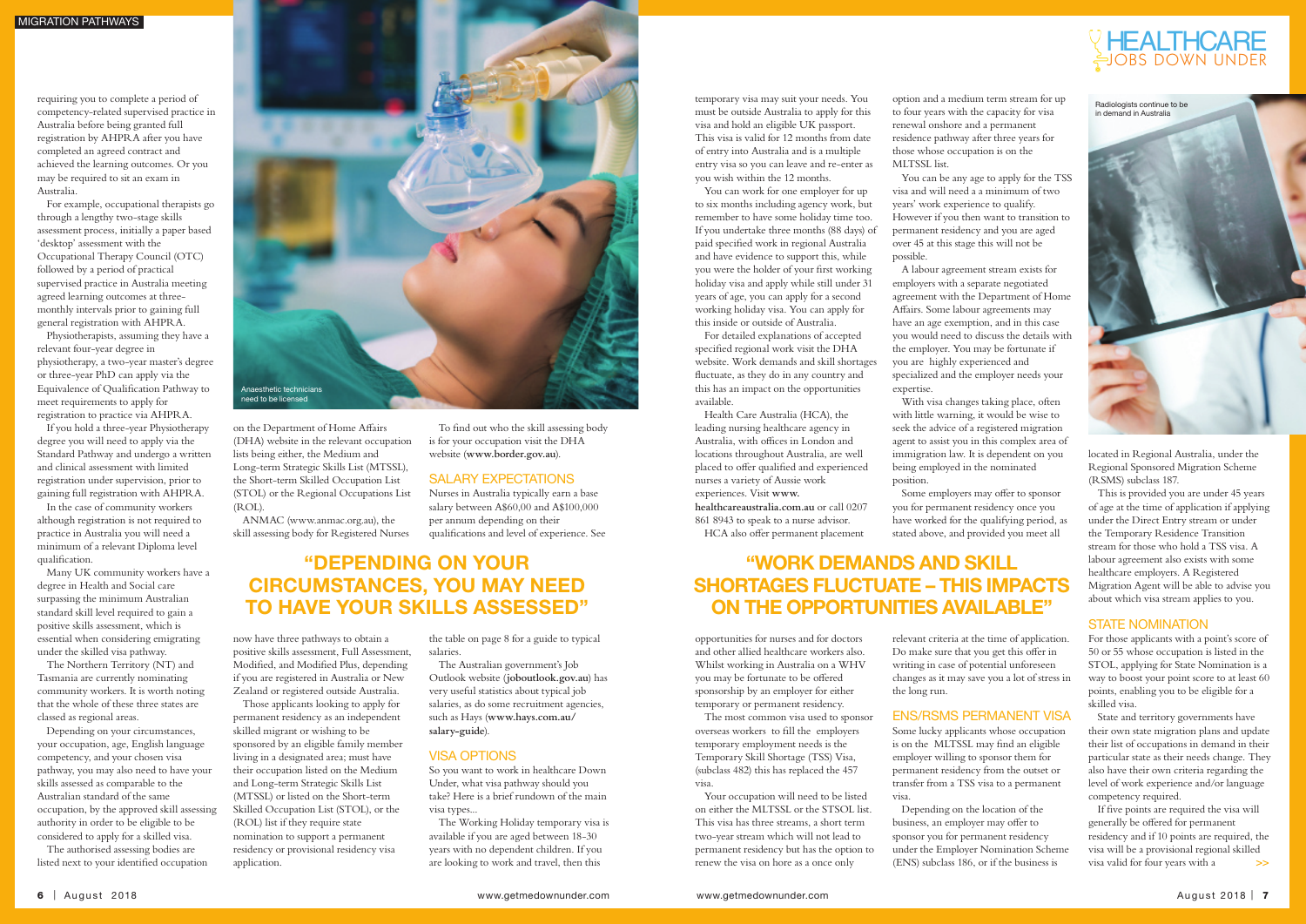requiring you to complete a period of competency-related supervised practice in Australia before being granted full registration by AHPRA after you have completed an agreed contract and achieved the learning outcomes. Or you may be required to sit an exam in Australia.

For example, occupational therapists go through a lengthy two-stage skills assessment process, initially a paper based 'desktop' assessment with the Occupational Therapy Council (OTC) followed by a period of practical supervised practice in Australia meeting agreed learning outcomes at three-monthly intervals prior to gaining full general registration with AHPRA.

Physiotherapists, assuming they have a relevant four-year degree in physiotherapy, a two-year master's degree or three-year PhD can apply via the Equivalence of Qualification Pathway to meet requirements to apply for registration to practice via AHPRA.

If you hold a three-year Physiotherapy degree you will need to apply via the Standard Pathway and undergo a written and clinical assessment with limited registration under supervision, prior to gaining full registration with AHPRA.

In the case of community workers although registration is not required to practice in Australia you will need a minimum of a relevant Diploma level qualification.

Many UK community workers have a degree in Health and Social care surpassing the minimum Australian standard skill level required to gain a positive skills assessment, which is essential when considering emigrating under the skilled visa pathway.

The Northern Territory (NT) and Tasmania are currently nominating community workers. It is worth noting that the whole of these three states are classed as regional areas.

Depending on your circumstances, your occupation, age, English language competency, and your chosen visa pathway, you may also need to have your skills assessed as comparable to the Australian standard of the same occupation, by the approved skill assessing authority in order to be eligible to be considered to apply for a skilled visa.

The authorised assessing bodies are listed next to your identified occupation on the Department of Home Affairs (DHA) website in the relevant occupation lists being either, the Medium and Long-term Strategic Skills List (MTSSL), the Short-term Skilled Occupation List (STOL) or the Regional Occupations List (ROL).

ANMAC (www.anmac.org.au), the skill assessing body for Registered Nurses now have three pathways to obtain a positive skills assessment, Full Assessment, Modified, and Modified Plus, depending if you are registered in Australia or New Zealand or registered outside Australia.

Those applicants looking to apply for permanent residency as an independent skilled migrant or wishing to be sponsored by an eligible family member living in a designated area; must have their occupation listed on the Medium and Long-term Strategic Skills List (MTSSL) or listed on the Short-term Skilled Occupation List (STOL), or the (ROL) list if they require state nomination to support a permanent residency or provisional residency visa application.

Anaesthetic technicians need to be licensed

To find out who the skill assessing body is for your occupation visit the DHA website (**www.border.gov.au**).

## SALARY EXPECTATIONS

Nurses in Australia typically earn a base salary between A$60,00 and A$100,000 per annum depending on their qualifications and level of experience. See the table on page 8 for a guide to typical salaries.

The Australian government's Job Outlook website (**joboutlook.gov.au**) has very useful statistics about typical job salaries, as do some recruitment agencies, such as Hays (**www.hays.com.au/salary-guide**).

> **"DEPENDING ON YOUR CIRCUMSTANCES, YOU MAY NEED TO HAVE YOUR SKILLS ASSESSED"**

## VISA OPTIONS

So you want to work in healthcare Down Under, what visa pathway should you take? Here is a brief rundown of the main visa types...

The Working Holiday temporary visa is available if you are aged between 18-30 years with no dependent children. If you are looking to work and travel, then this temporary visa may suit your needs. You must be outside Australia to apply for this visa and hold an eligible UK passport. This visa is valid for 12 months from date of entry into Australia and is a multiple entry visa so you can leave and re-enter as you wish within the 12 months.

You can work for one employer for up to six months including agency work, but remember to have some holiday time too. If you undertake three months (88 days) of paid specified work in regional Australia and have evidence to support this, while you were the holder of your first working holiday visa and apply while still under 31 years of age, you can apply for a second working holiday visa. You can apply for this inside or outside of Australia.

For detailed explanations of accepted specified regional work visit the DHA website. Work demands and skill shortages fluctuate, as they do in any country and this has an impact on the opportunities available.

Health Care Australia (HCA), the leading nursing healthcare agency in Australia, with offices in London and locations throughout Australia, are well placed to offer qualified and experienced nurses a variety of Aussie work experiences. Visit **www.healthcareaustralia.com.au** or call 0207 861 8943 to speak to a nurse advisor.

HCA also offer permanent placement opportunities for nurses and for doctors and other allied healthcare workers also. Whilst working in Australia on a WHV you may be fortunate to be offered sponsorship by an employer for either temporary or permanent residency.

The most common visa used to sponsor overseas workers to fill the employers temporary employment needs is the Temporary Skill Shortage (TSS) Visa, (subclass 482) this has replaced the 457 visa.

Your occupation will need to be listed on either the MLTSSL or the STSOL list. This visa has three streams, a short term two-year stream which will not lead to permanent residency but has the option to renew the visa on hore as a once only option and a medium term stream for up to four years with the capacity for visa renewal onshore and a permanent residence pathway after three years for those whose occupation is on the MLTSSL list.

You can be any age to apply for the TSS visa and will need a a minimum of two years' work experience to qualify. However if you then want to transition to permanent residency and you are aged over 45 at this stage this will not be possible.

A labour agreement stream exists for employers with a separate negotiated agreement with the Department of Home Affairs. Some labour agreements may have an age exemption, and in this case you would need to discuss the details with the employer. You may be fortunate if you are highly experienced and specialized and the employer needs your expertise.

With visa changes taking place, often with little warning, it would be wise to seek the advice of a registered migration agent to assist you in this complex area of immigration law. It is dependent on you being employed in the nominated position.

Some employers may offer to sponsor you for permanent residency once you have worked for the qualifying period, as stated above, and provided you meet all relevant criteria at the time of application. Do make sure that you get this offer in writing in case of potential unforeseen changes as it may save you a lot of stress in the long run.

> **"WORK DEMANDS AND SKILL SHORTAGES FLUCTUATE – THIS IMPACTS ON THE OPPORTUNITIES AVAILABLE"**

## ENS/RSMS PERMANENT VISA

Some lucky applicants whose occupation is on the MLTSSL may find an eligible employer willing to sponsor them for permanent residency from the outset or transfer from a TSS visa to a permanent visa.

Depending on the location of the business, an employer may offer to sponsor you for permanent residency under the Employer Nomination Scheme (ENS) subclass 186, or if the business is located in Regional Australia, under the Regional Sponsored Migration Scheme (RSMS) subclass 187.

Radiologists continue to be in demand in Australia

This is provided you are under 45 years of age at the time of application if applying under the Direct Entry stream or under the Temporary Residence Transition stream for those who hold a TSS visa. A labour agreement also exists with some healthcare employers. A Registered Migration Agent will be able to advise you about which visa stream applies to you.

## STATE NOMINATION

For those applicants with a point's score of 50 or 55 whose occupation is listed in the STOL, applying for State Nomination is a way to boost your point score to at least 60 points, enabling you to be eligible for a skilled visa.

State and territory governments have their own state migration plans and update their list of occupations in demand in their particular state as their needs change. They also have their own criteria regarding the level of work experience and/or language competency required.

If five points are required the visa will generally be offered for permanent residency and if 10 points are required, the visa will be a provisional regional skilled visa valid for four years with a >>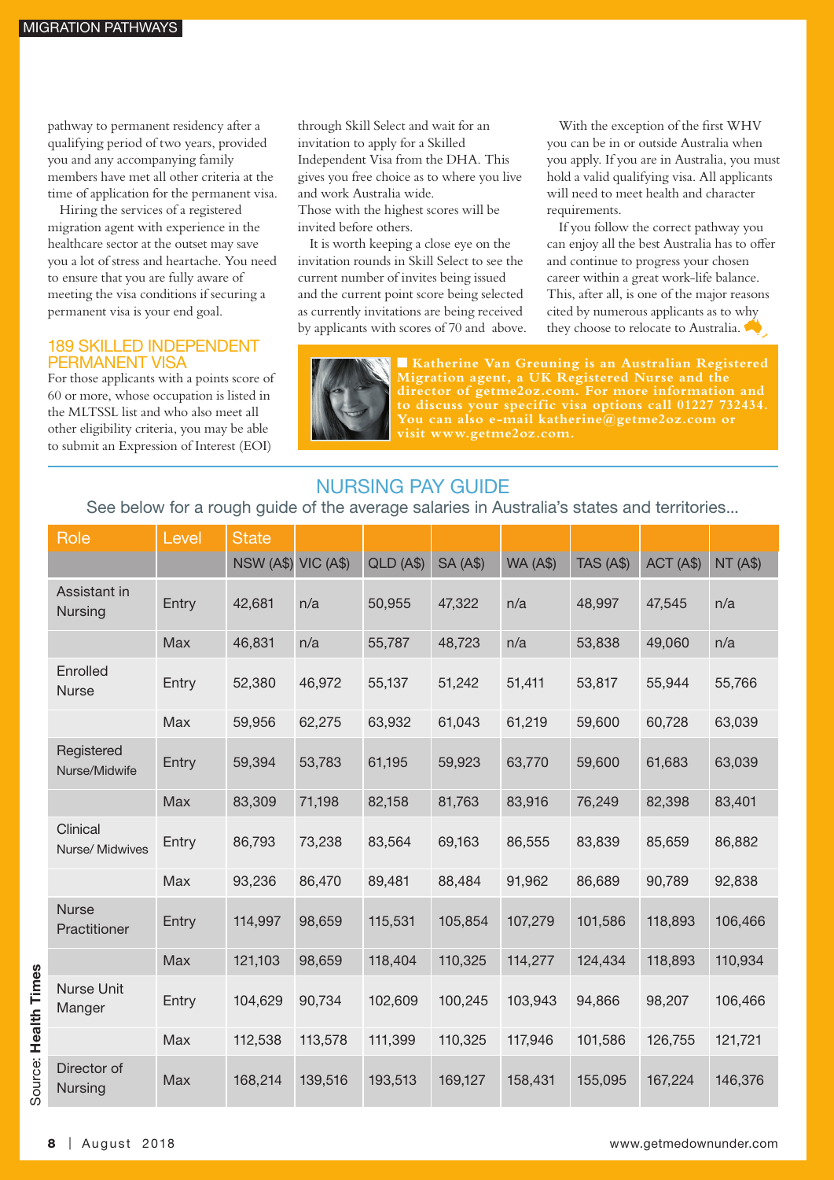pathway to permanent residency after a qualifying period of two years, provided you and any accompanying family members have met all other criteria at the time of application for the permanent visa.

Hiring the services of a registered migration agent with experience in the healthcare sector at the outset may save you a lot of stress and heartache. You need to ensure that you are fully aware of meeting the visa conditions if securing a permanent visa is your end goal.

## 189 SKILLED INDEPENDENT PERMANENT VISA

For those applicants with a points score of 60 or more, whose occupation is listed in the MLTSSL list and who also meet all other eligibility criteria, you may be able to submit an Expression of Interest (EOI) through Skill Select and wait for an invitation to apply for a Skilled Independent Visa from the DHA. This gives you free choice as to where you live and work Australia wide.
Those with the highest scores will be invited before others.

It is worth keeping a close eye on the invitation rounds in Skill Select to see the current number of invites being issued and the current point score being selected as currently invitations are being received by applicants with scores of 70 and above.

With the exception of the first WHV you can be in or outside Australia when you apply. If you are in Australia, you must hold a valid qualifying visa. All applicants will need to meet health and character requirements.

If you follow the correct pathway you can enjoy all the best Australia has to offer and continue to progress your chosen career within a great work-life balance. This, after all, is one of the major reasons cited by numerous applicants as to why they choose to relocate to Australia.

**Katherine Van Greuning is an Australian Registered Migration agent, a UK Registered Nurse and the director of getme2oz.com. For more information and to discuss your specific visa options call 01227 732434. You can also e-mail katherine@getme2oz.com or visit www.getme2oz.com.**

## NURSING PAY GUIDE

See below for a rough guide of the average salaries in Australia's states and territories...

| Role | Level | State | | | | | | | |
|---|---|---|---|---|---|---|---|---|---|
| | | NSW (A$) | VIC (A$) | QLD (A$) | SA (A$) | WA (A$) | TAS (A$) | ACT (A$) | NT (A$) |
| Assistant in Nursing | Entry | 42,681 | n/a | 50,955 | 47,322 | n/a | 48,997 | 47,545 | n/a |
| | Max | 46,831 | n/a | 55,787 | 48,723 | n/a | 53,838 | 49,060 | n/a |
| Enrolled Nurse | Entry | 52,380 | 46,972 | 55,137 | 51,242 | 51,411 | 53,817 | 55,944 | 55,766 |
| | Max | 59,956 | 62,275 | 63,932 | 61,043 | 61,219 | 59,600 | 60,728 | 63,039 |
| Registered Nurse/Midwife | Entry | 59,394 | 53,783 | 61,195 | 59,923 | 63,770 | 59,600 | 61,683 | 63,039 |
| | Max | 83,309 | 71,198 | 82,158 | 81,763 | 83,916 | 76,249 | 82,398 | 83,401 |
| Clinical Nurse/ Midwives | Entry | 86,793 | 73,238 | 83,564 | 69,163 | 86,555 | 83,839 | 85,659 | 86,882 |
| | Max | 93,236 | 86,470 | 89,481 | 88,484 | 91,962 | 86,689 | 90,789 | 92,838 |
| Nurse Practitioner | Entry | 114,997 | 98,659 | 115,531 | 105,854 | 107,279 | 101,586 | 118,893 | 106,466 |
| | Max | 121,103 | 98,659 | 118,404 | 110,325 | 114,277 | 124,434 | 118,893 | 110,934 |
| Nurse Unit Manger | Entry | 104,629 | 90,734 | 102,609 | 100,245 | 103,943 | 94,866 | 98,207 | 106,466 |
| | Max | 112,538 | 113,578 | 111,399 | 110,325 | 117,946 | 101,586 | 126,755 | 121,721 |
| Director of Nursing | Max | 168,214 | 139,516 | 193,513 | 169,127 | 158,431 | 155,095 | 167,224 | 146,376 |

Source: **Health Times**